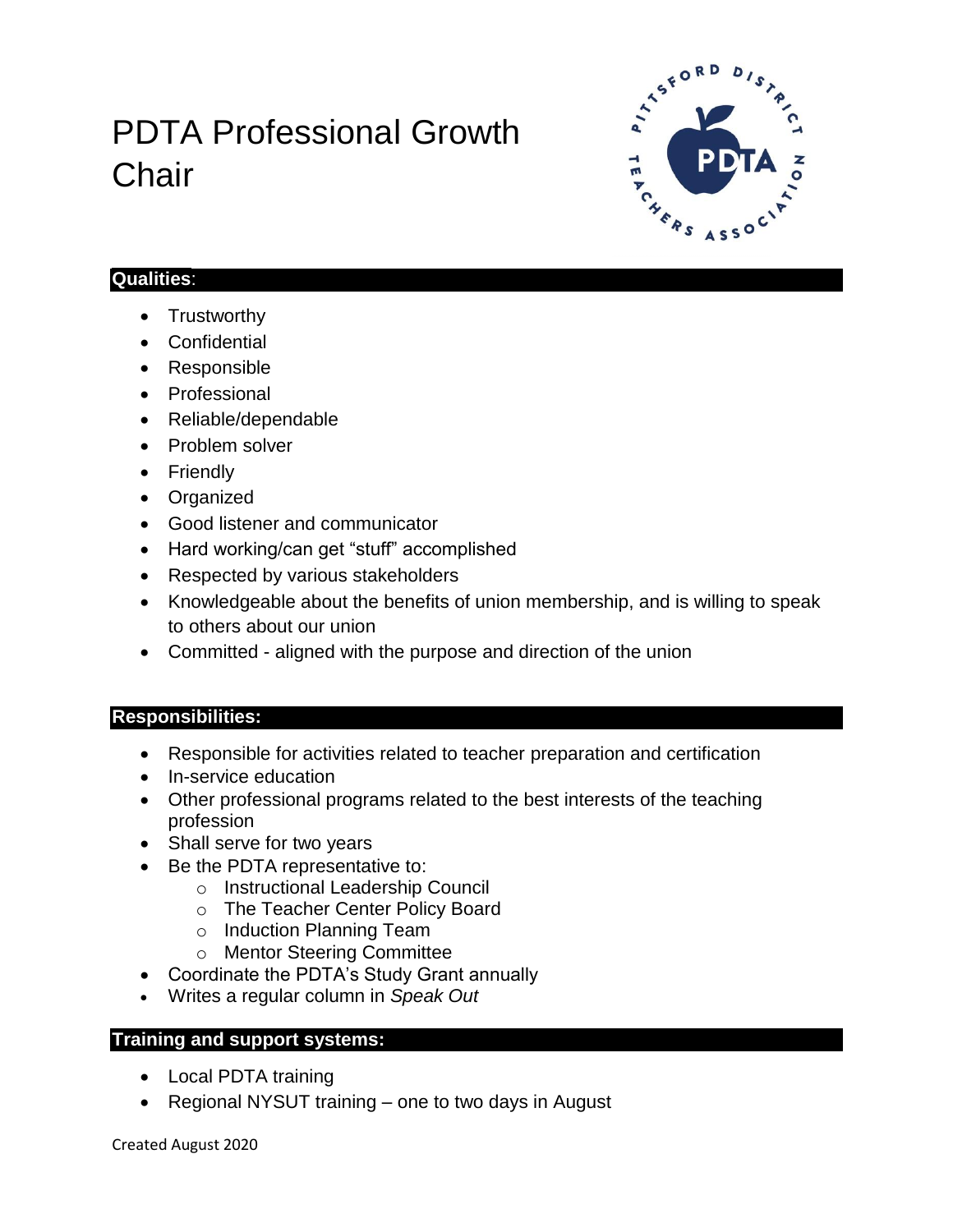# PDTA Professional Growth Chair

## Qualities:

- Trustworthy
- Confidential
- Responsible
- Professional
- Reliable/dependable
- Problem solver
- Friendly
- Organized
- Good listener and communicator
- Hard working/can get “stuff” accomplished
- Respected by various stakeholders
- Knowledgeable about the benefits of union membership, and is willing to speak to others about our union
- Committed - aligned with the purpose and direction of the union

## Responsibilities:

- Responsible for activities related to teacher preparation and certification
- In-service education
- Other professional programs related to the best interests of the teaching profession
- Shall serve for two years
- Be the PDTA representative to:
  - Instructional Leadership Council
  - The Teacher Center Policy Board
  - Induction Planning Team
  - Mentor Steering Committee
- Coordinate the PDTA’s Study Grant annually
- Writes a regular column in *Speak Out*

## Training and support systems:

- Local PDTA training
- Regional NYSUT training – one to two days in August

Created August 2020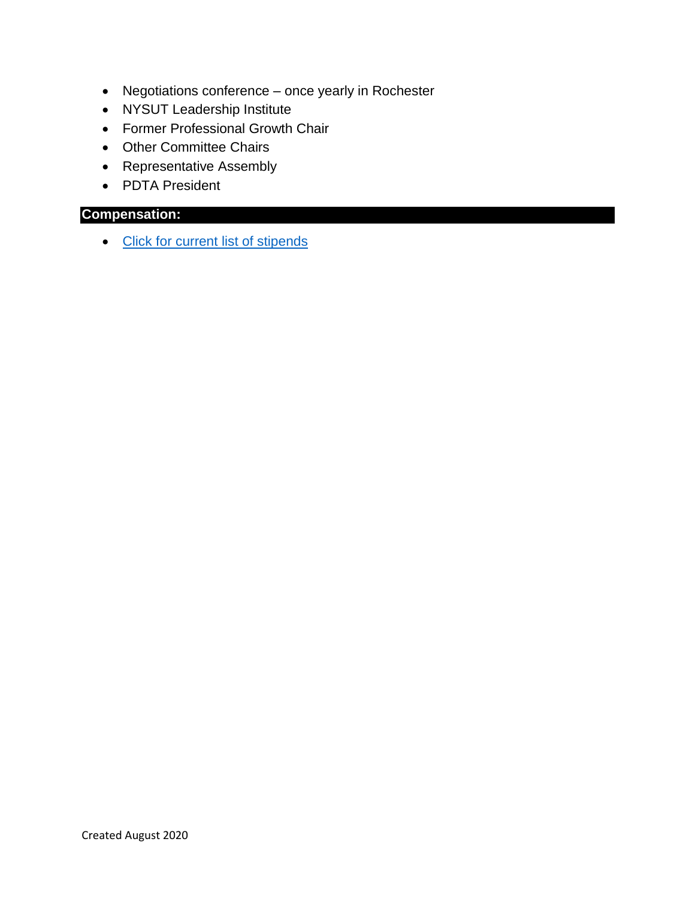- Negotiations conference – once yearly in Rochester
- NYSUT Leadership Institute
- Former Professional Growth Chair
- Other Committee Chairs
- Representative Assembly
- PDTA President

## Compensation:

- Click for current list of stipends

Created August 2020